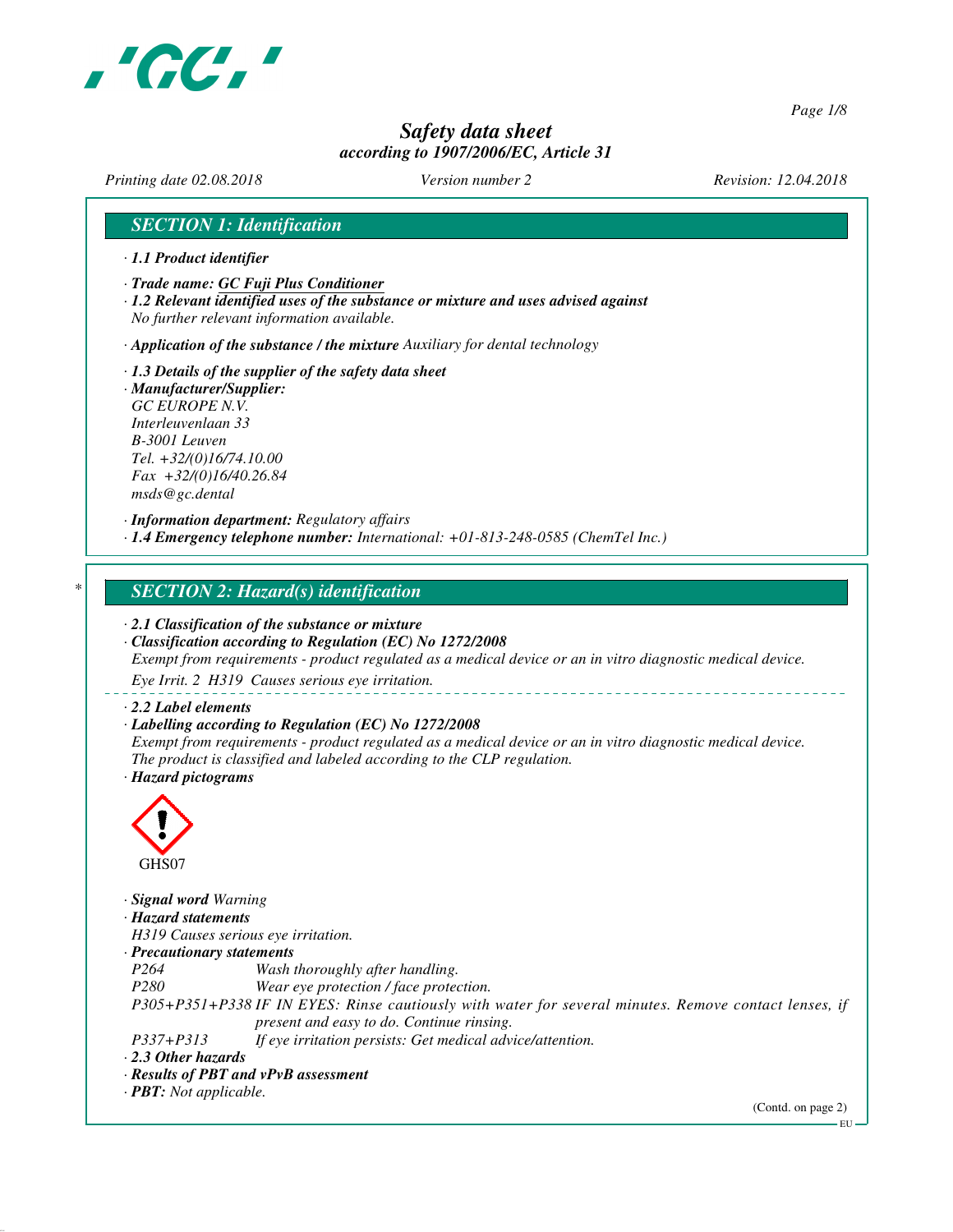# Safety data sheet

*according to 1907/2006/EC, Article 31*

*Printing date 02.08.2018* *Version number 2* *Revision: 12.04.2018*

## SECTION 1: Identification

· **1.1 Product identifier**

· **Trade name: GC Fuji Plus Conditioner**

· **1.2 Relevant identified uses of the substance or mixture and uses advised against**
No further relevant information available.

· **Application of the substance / the mixture** Auxiliary for dental technology

· **1.3 Details of the supplier of the safety data sheet**

· **Manufacturer/Supplier:**
GC EUROPE N.V.
Interleuvenlaan 33
B-3001 Leuven
Tel. +32/(0)16/74.10.00
Fax +32/(0)16/40.26.84
msds@gc.dental

· **Information department:** Regulatory affairs

· **1.4 Emergency telephone number:** International: +01-813-248-0585 (ChemTel Inc.)

## * SECTION 2: Hazard(s) identification

· **2.1 Classification of the substance or mixture**

· **Classification according to Regulation (EC) No 1272/2008**
Exempt from requirements - product regulated as a medical device or an in vitro diagnostic medical device.

Eye Irrit. 2 H319 Causes serious eye irritation.

· **2.2 Label elements**

· **Labelling according to Regulation (EC) No 1272/2008**
Exempt from requirements - product regulated as a medical device or an in vitro diagnostic medical device.
The product is classified and labeled according to the CLP regulation.

· **Hazard pictograms**

GHS07

· **Signal word** Warning

· **Hazard statements**
H319 Causes serious eye irritation.

· **Precautionary statements**

| | |
|---|---|
| P264 | Wash thoroughly after handling. |
| P280 | Wear eye protection / face protection. |
| P305+P351+P338 | IF IN EYES: Rinse cautiously with water for several minutes. Remove contact lenses, if present and easy to do. Continue rinsing. |
| P337+P313 | If eye irritation persists: Get medical advice/attention. |

· **2.3 Other hazards**

· **Results of PBT and vPvB assessment**

· **PBT:** Not applicable.

(Contd. on page 2)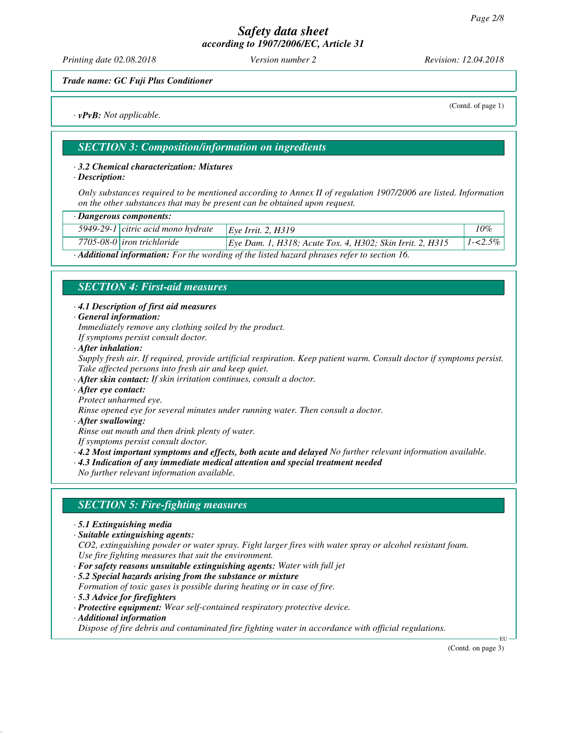(Contd. of page 1)

· **vPvB:** *Not applicable.*

## SECTION 3: Composition/information on ingredients

· ***3.2 Chemical characterization: Mixtures***

· ***Description:***

*Only substances required to be mentioned according to Annex II of regulation 1907/2006 are listed. Information on the other substances that may be present can be obtained upon request.*

| · **Dangerous components:** | | | |
|---|---|---|---|
| 5949-29-1 | citric acid mono hydrate | Eye Irrit. 2, H319 | 10% |
| 7705-08-0 | iron trichloride | Eye Dam. 1, H318; Acute Tox. 4, H302; Skin Irrit. 2, H315 | 1-<2.5% |

· ***Additional information:*** *For the wording of the listed hazard phrases refer to section 16.*

## SECTION 4: First-aid measures

· ***4.1 Description of first aid measures***

· ***General information:***

*Immediately remove any clothing soiled by the product.*
*If symptoms persist consult doctor.*

· ***After inhalation:***

*Supply fresh air. If required, provide artificial respiration. Keep patient warm. Consult doctor if symptoms persist.*
*Take affected persons into fresh air and keep quiet.*

· ***After skin contact:*** *If skin irritation continues, consult a doctor.*

· ***After eye contact:***

*Protect unharmed eye.*
*Rinse opened eye for several minutes under running water. Then consult a doctor.*

· ***After swallowing:***

*Rinse out mouth and then drink plenty of water.*
*If symptoms persist consult doctor.*

· ***4.2 Most important symptoms and effects, both acute and delayed*** *No further relevant information available.*

· ***4.3 Indication of any immediate medical attention and special treatment needed***

*No further relevant information available.*

## SECTION 5: Fire-fighting measures

· ***5.1 Extinguishing media***

· ***Suitable extinguishing agents:***

*CO2, extinguishing powder or water spray. Fight larger fires with water spray or alcohol resistant foam.*
*Use fire fighting measures that suit the environment.*

· ***For safety reasons unsuitable extinguishing agents:*** *Water with full jet*

· ***5.2 Special hazards arising from the substance or mixture***

*Formation of toxic gases is possible during heating or in case of fire.*

· ***5.3 Advice for firefighters***

· ***Protective equipment:*** *Wear self-contained respiratory protective device.*

· ***Additional information***

*Dispose of fire debris and contaminated fire fighting water in accordance with official regulations.*

(Contd. on page 3)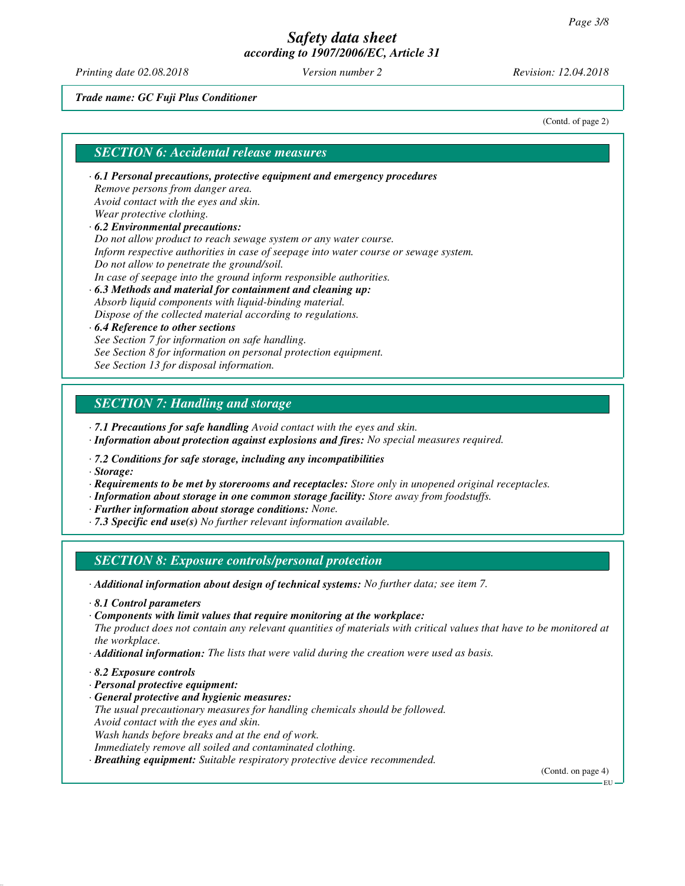**Trade name: GC Fuji Plus Conditioner**

(Contd. of page 2)

## SECTION 6: Accidental release measures

· **6.1 Personal precautions, protective equipment and emergency procedures**
Remove persons from danger area.
Avoid contact with the eyes and skin.
Wear protective clothing.

· **6.2 Environmental precautions:**
Do not allow product to reach sewage system or any water course.
Inform respective authorities in case of seepage into water course or sewage system.
Do not allow to penetrate the ground/soil.
In case of seepage into the ground inform responsible authorities.

· **6.3 Methods and material for containment and cleaning up:**
Absorb liquid components with liquid-binding material.
Dispose of the collected material according to regulations.

· **6.4 Reference to other sections**
See Section 7 for information on safe handling.
See Section 8 for information on personal protection equipment.
See Section 13 for disposal information.

## SECTION 7: Handling and storage

· **7.1 Precautions for safe handling** Avoid contact with the eyes and skin.
· **Information about protection against explosions and fires:** No special measures required.

· **7.2 Conditions for safe storage, including any incompatibilities**
· **Storage:**
· **Requirements to be met by storerooms and receptacles:** Store only in unopened original receptacles.
· **Information about storage in one common storage facility:** Store away from foodstuffs.
· **Further information about storage conditions:** None.
· **7.3 Specific end use(s)** No further relevant information available.

## SECTION 8: Exposure controls/personal protection

· **Additional information about design of technical systems:** No further data; see item 7.

· **8.1 Control parameters**
· **Components with limit values that require monitoring at the workplace:**
The product does not contain any relevant quantities of materials with critical values that have to be monitored at the workplace.
· **Additional information:** The lists that were valid during the creation were used as basis.

· **8.2 Exposure controls**
· **Personal protective equipment:**
· **General protective and hygienic measures:**
The usual precautionary measures for handling chemicals should be followed.
Avoid contact with the eyes and skin.
Wash hands before breaks and at the end of work.
Immediately remove all soiled and contaminated clothing.
· **Breathing equipment:** Suitable respiratory protective device recommended.

(Contd. on page 4)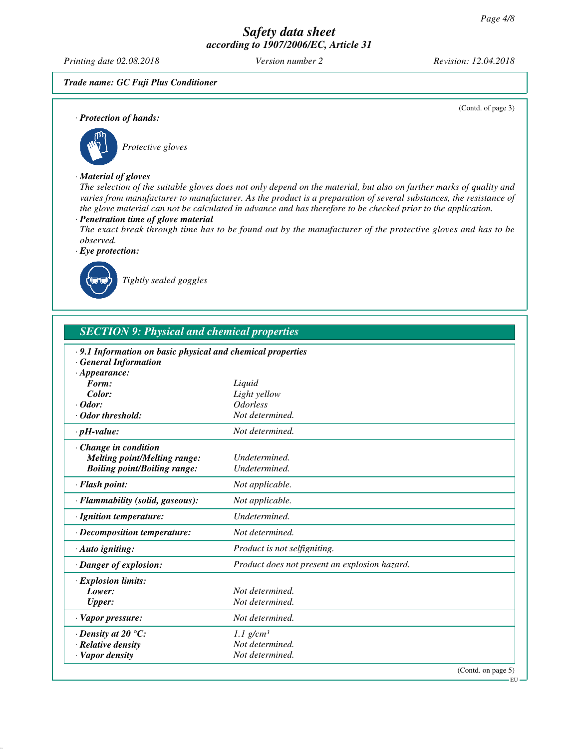*Trade name: GC Fuji Plus Conditioner*

(Contd. of page 3)

**· Protection of hands:**

*Protective gloves*

**· Material of gloves**

The selection of the suitable gloves does not only depend on the material, but also on further marks of quality and varies from manufacturer to manufacturer. As the product is a preparation of several substances, the resistance of the glove material can not be calculated in advance and has therefore to be checked prior to the application.

**· Penetration time of glove material**

The exact break through time has to be found out by the manufacturer of the protective gloves and has to be observed.

**· Eye protection:**

*Tightly sealed goggles*

## SECTION 9: Physical and chemical properties

**· 9.1 Information on basic physical and chemical properties**

**· General Information**

| | |
|---|---|
| **· Appearance:** | |
| **Form:** | Liquid |
| **Color:** | Light yellow |
| **· Odor:** | Odorless |
| **· Odor threshold:** | Not determined. |
| **· pH-value:** | Not determined. |
| **· Change in condition** | |
| **Melting point/Melting range:** | Undetermined. |
| **Boiling point/Boiling range:** | Undetermined. |
| **· Flash point:** | Not applicable. |
| **· Flammability (solid, gaseous):** | Not applicable. |
| **· Ignition temperature:** | Undetermined. |
| **· Decomposition temperature:** | Not determined. |
| **· Auto igniting:** | Product is not selfigniting. |
| **· Danger of explosion:** | Product does not present an explosion hazard. |
| **· Explosion limits:** | |
| **Lower:** | Not determined. |
| **Upper:** | Not determined. |
| **· Vapor pressure:** | Not determined. |
| **· Density at 20 °C:** | 1.1 $g/cm^3$ |
| **· Relative density** | Not determined. |
| **· Vapor density** | Not determined. |

(Contd. on page 5)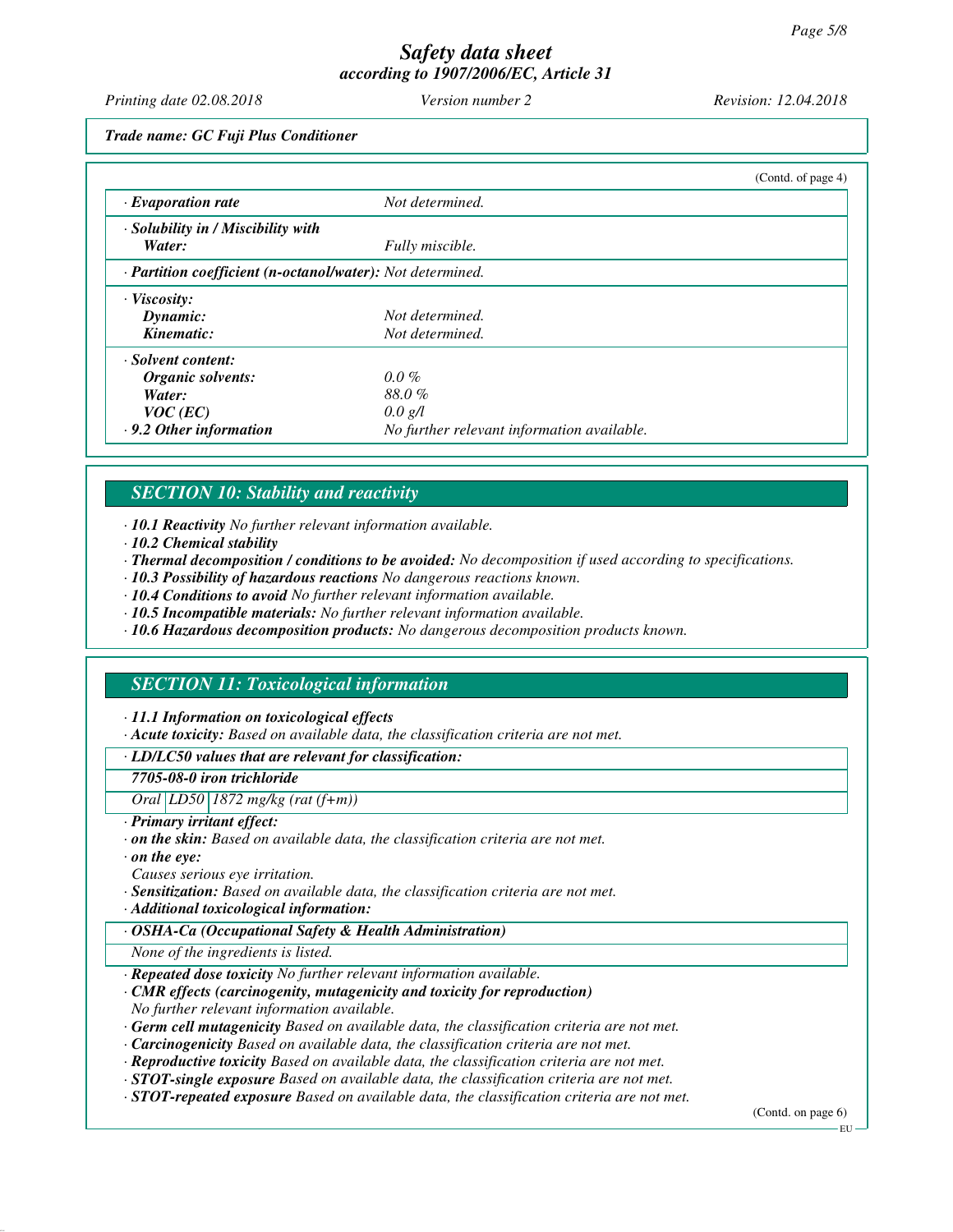*Trade name: GC Fuji Plus Conditioner*

(Contd. of page 4)

| | |
|---|---|
| · **Evaporation rate** | Not determined. |
| · **Solubility in / Miscibility with** | |
| **Water:** | Fully miscible. |
| · **Partition coefficient (n-octanol/water):** Not determined. | |
| · **Viscosity:** | |
| **Dynamic:** | Not determined. |
| **Kinematic:** | Not determined. |
| · **Solvent content:** | |
| **Organic solvents:** | 0.0 % |
| **Water:** | 88.0 % |
| **VOC (EC)** | 0.0 g/l |
| · **9.2 Other information** | No further relevant information available. |

## SECTION 10: Stability and reactivity

· **10.1 Reactivity** No further relevant information available.
· **10.2 Chemical stability**
· **Thermal decomposition / conditions to be avoided:** No decomposition if used according to specifications.
· **10.3 Possibility of hazardous reactions** No dangerous reactions known.
· **10.4 Conditions to avoid** No further relevant information available.
· **10.5 Incompatible materials:** No further relevant information available.
· **10.6 Hazardous decomposition products:** No dangerous decomposition products known.

## SECTION 11: Toxicological information

· **11.1 Information on toxicological effects**
· **Acute toxicity:** Based on available data, the classification criteria are not met.

| · **LD/LC50 values that are relevant for classification:** | | |
|---|---|---|
| **7705-08-0 iron trichloride** | | |
| Oral | LD50 | 1872 mg/kg (rat (f+m)) |

· **Primary irritant effect:**
· **on the skin:** Based on available data, the classification criteria are not met.
· **on the eye:**
Causes serious eye irritation.
· **Sensitization:** Based on available data, the classification criteria are not met.
· **Additional toxicological information:**

| · **OSHA-Ca (Occupational Safety & Health Administration)** |
|---|
| None of the ingredients is listed. |

· **Repeated dose toxicity** No further relevant information available.
· **CMR effects (carcinogenity, mutagenicity and toxicity for reproduction)**
No further relevant information available.
· **Germ cell mutagenicity** Based on available data, the classification criteria are not met.
· **Carcinogenicity** Based on available data, the classification criteria are not met.
· **Reproductive toxicity** Based on available data, the classification criteria are not met.
· **STOT-single exposure** Based on available data, the classification criteria are not met.
· **STOT-repeated exposure** Based on available data, the classification criteria are not met.

(Contd. on page 6)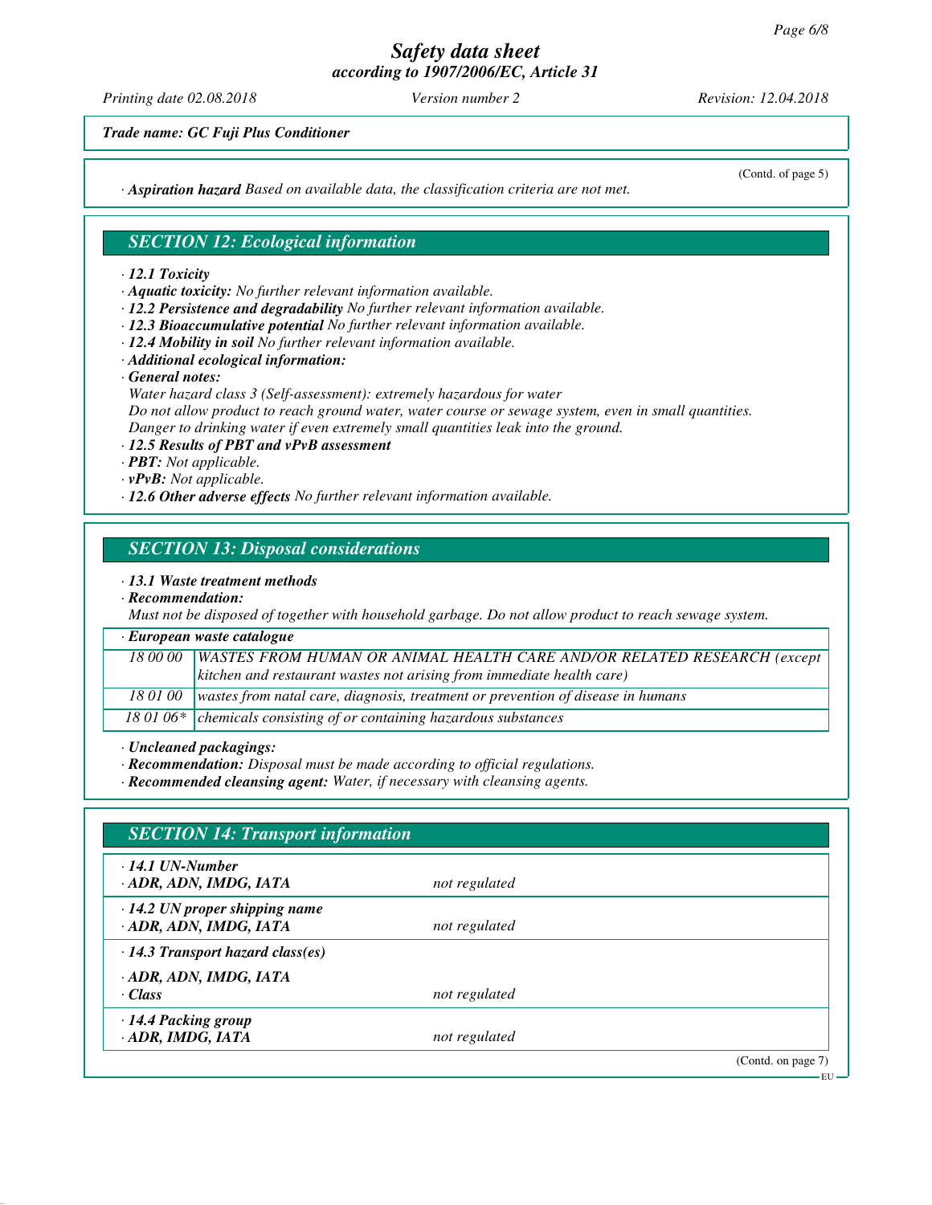*Trade name: GC Fuji Plus Conditioner*

(Contd. of page 5)

· **Aspiration hazard** Based on available data, the classification criteria are not met.

## SECTION 12: Ecological information

· **12.1 Toxicity**
· **Aquatic toxicity:** No further relevant information available.
· **12.2 Persistence and degradability** No further relevant information available.
· **12.3 Bioaccumulative potential** No further relevant information available.
· **12.4 Mobility in soil** No further relevant information available.
· **Additional ecological information:**
· **General notes:**
Water hazard class 3 (Self-assessment): extremely hazardous for water
Do not allow product to reach ground water, water course or sewage system, even in small quantities.
Danger to drinking water if even extremely small quantities leak into the ground.
· **12.5 Results of PBT and vPvB assessment**
· **PBT:** Not applicable.
· **vPvB:** Not applicable.
· **12.6 Other adverse effects** No further relevant information available.

## SECTION 13: Disposal considerations

· **13.1 Waste treatment methods**
· **Recommendation:**
Must not be disposed of together with household garbage. Do not allow product to reach sewage system.

| · European waste catalogue | |
|---|---|
| 18 00 00 | WASTES FROM HUMAN OR ANIMAL HEALTH CARE AND/OR RELATED RESEARCH (except kitchen and restaurant wastes not arising from immediate health care) |
| 18 01 00 | wastes from natal care, diagnosis, treatment or prevention of disease in humans |
| 18 01 06* | chemicals consisting of or containing hazardous substances |

· **Uncleaned packagings:**
· **Recommendation:** Disposal must be made according to official regulations.
· **Recommended cleansing agent:** Water, if necessary with cleansing agents.

## SECTION 14: Transport information

| | |
|---|---|
| · **14.1 UN-Number**<br>· **ADR, ADN, IMDG, IATA** | not regulated |
| · **14.2 UN proper shipping name**<br>· **ADR, ADN, IMDG, IATA** | not regulated |
| · **14.3 Transport hazard class(es)**<br>· **ADR, ADN, IMDG, IATA**<br>· **Class** | not regulated |
| · **14.4 Packing group**<br>· **ADR, IMDG, IATA** | not regulated |

(Contd. on page 7)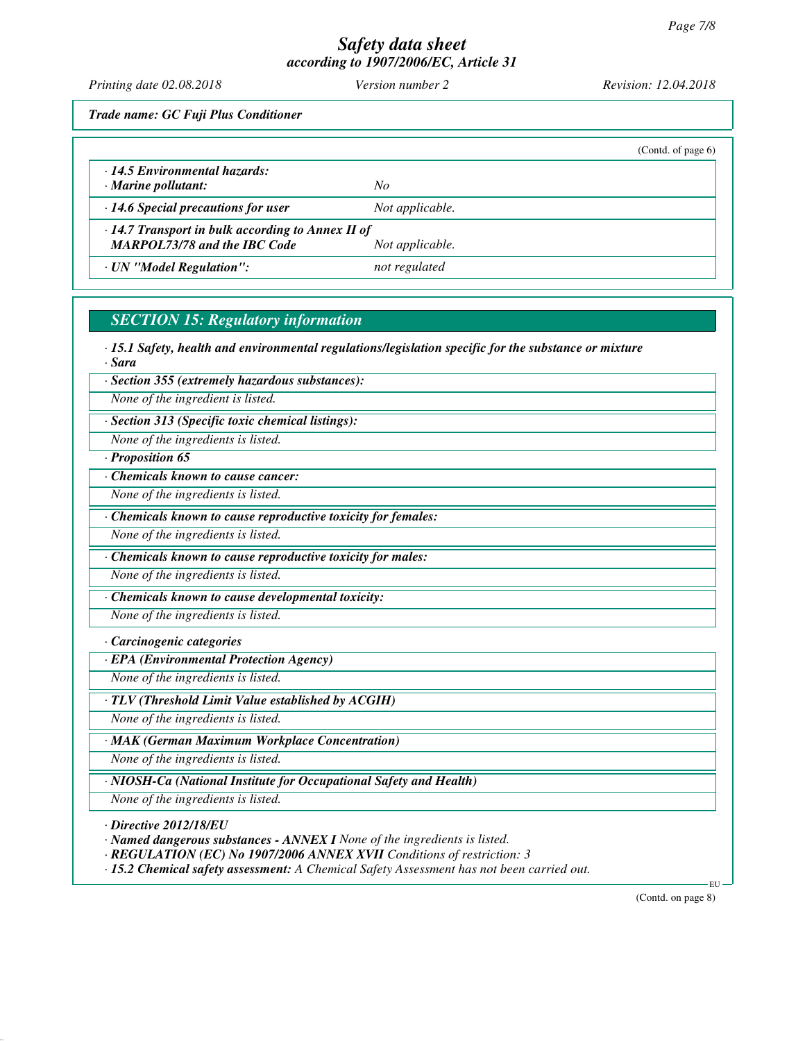*Trade name: GC Fuji Plus Conditioner*

(Contd. of page 6)

| | |
|---|---|
| **· 14.5 Environmental hazards:**<br>**· Marine pollutant:** | No |
| **· 14.6 Special precautions for user** | Not applicable. |
| **· 14.7 Transport in bulk according to Annex II of MARPOL73/78 and the IBC Code** | Not applicable. |
| **· UN "Model Regulation":** | not regulated |

## SECTION 15: Regulatory information

**· 15.1 Safety, health and environmental regulations/legislation specific for the substance or mixture**

**· Sara**

**· Section 355 (extremely hazardous substances):**

None of the ingredient is listed.

**· Section 313 (Specific toxic chemical listings):**

None of the ingredients is listed.

**· Proposition 65**

**· Chemicals known to cause cancer:**

None of the ingredients is listed.

**· Chemicals known to cause reproductive toxicity for females:**

None of the ingredients is listed.

**· Chemicals known to cause reproductive toxicity for males:**

None of the ingredients is listed.

**· Chemicals known to cause developmental toxicity:**

None of the ingredients is listed.

**· Carcinogenic categories**

**· EPA (Environmental Protection Agency)**

None of the ingredients is listed.

**· TLV (Threshold Limit Value established by ACGIH)**

None of the ingredients is listed.

**· MAK (German Maximum Workplace Concentration)**

None of the ingredients is listed.

**· NIOSH-Ca (National Institute for Occupational Safety and Health)**

None of the ingredients is listed.

**· Directive 2012/18/EU**

**· Named dangerous substances - ANNEX I** None of the ingredients is listed.

**· REGULATION (EC) No 1907/2006 ANNEX XVII** Conditions of restriction: 3

**· 15.2 Chemical safety assessment:** A Chemical Safety Assessment has not been carried out.

(Contd. on page 8)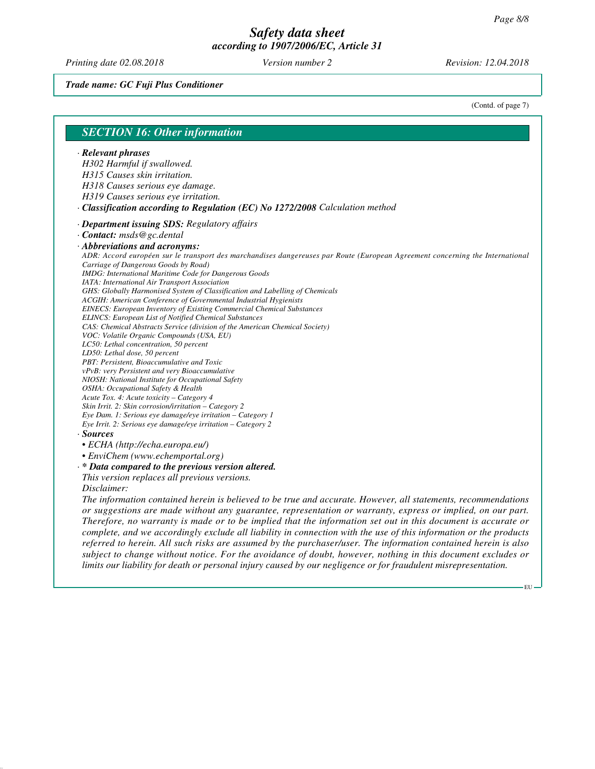*Trade name: GC Fuji Plus Conditioner*

(Contd. of page 7)

## SECTION 16: Other information

· ***Relevant phrases***
*H302 Harmful if swallowed.*
*H315 Causes skin irritation.*
*H318 Causes serious eye damage.*
*H319 Causes serious eye irritation.*

· ***Classification according to Regulation (EC) No 1272/2008*** *Calculation method*

· ***Department issuing SDS:*** *Regulatory affairs*

· ***Contact:*** *msds@gc.dental*

· ***Abbreviations and acronyms:***
*ADR: Accord européen sur le transport des marchandises dangereuses par Route (European Agreement concerning the International Carriage of Dangerous Goods by Road)*
*IMDG: International Maritime Code for Dangerous Goods*
*IATA: International Air Transport Association*
*GHS: Globally Harmonised System of Classification and Labelling of Chemicals*
*ACGIH: American Conference of Governmental Industrial Hygienists*
*EINECS: European Inventory of Existing Commercial Chemical Substances*
*ELINCS: European List of Notified Chemical Substances*
*CAS: Chemical Abstracts Service (division of the American Chemical Society)*
*VOC: Volatile Organic Compounds (USA, EU)*
*LC50: Lethal concentration, 50 percent*
*LD50: Lethal dose, 50 percent*
*PBT: Persistent, Bioaccumulative and Toxic*
*vPvB: very Persistent and very Bioaccumulative*
*NIOSH: National Institute for Occupational Safety*
*OSHA: Occupational Safety & Health*
*Acute Tox. 4: Acute toxicity – Category 4*
*Skin Irrit. 2: Skin corrosion/irritation – Category 2*
*Eye Dam. 1: Serious eye damage/eye irritation – Category 1*
*Eye Irrit. 2: Serious eye damage/eye irritation – Category 2*

· ***Sources***
- *ECHA (http://echa.europa.eu/)*
- *EnviChem (www.echemportal.org)*

· ***\* Data compared to the previous version altered.***
*This version replaces all previous versions.*
*Disclaimer:*
*The information contained herein is believed to be true and accurate. However, all statements, recommendations or suggestions are made without any guarantee, representation or warranty, express or implied, on our part. Therefore, no warranty is made or to be implied that the information set out in this document is accurate or complete, and we accordingly exclude all liability in connection with the use of this information or the products referred to herein. All such risks are assumed by the purchaser/user. The information contained herein is also subject to change without notice. For the avoidance of doubt, however, nothing in this document excludes or limits our liability for death or personal injury caused by our negligence or for fraudulent misrepresentation.*

EU